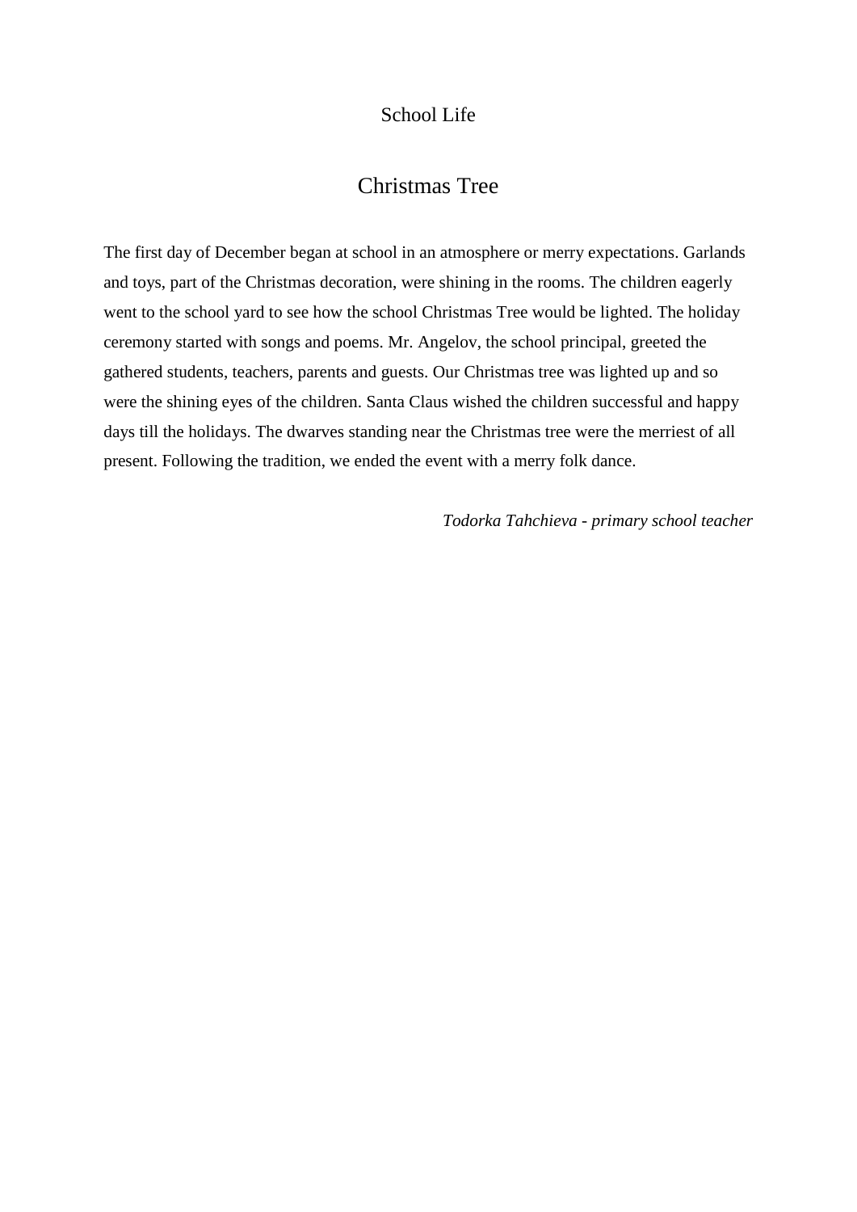School Life

# Christmas Tree

The first day of December began at school in an atmosphere or merry expectations. Garlands and toys, part of the Christmas decoration, were shining in the rooms. The children eagerly went to the school yard to see how the school Christmas Tree would be lighted. The holiday ceremony started with songs and poems. Mr. Angelov, the school principal, greeted the gathered students, teachers, parents and guests. Our Christmas tree was lighted up and so were the shining eyes of the children. Santa Claus wished the children successful and happy days till the holidays. The dwarves standing near the Christmas tree were the merriest of all present. Following the tradition, we ended the event with a merry folk dance.

*Todorka Tahchieva - primary school teacher*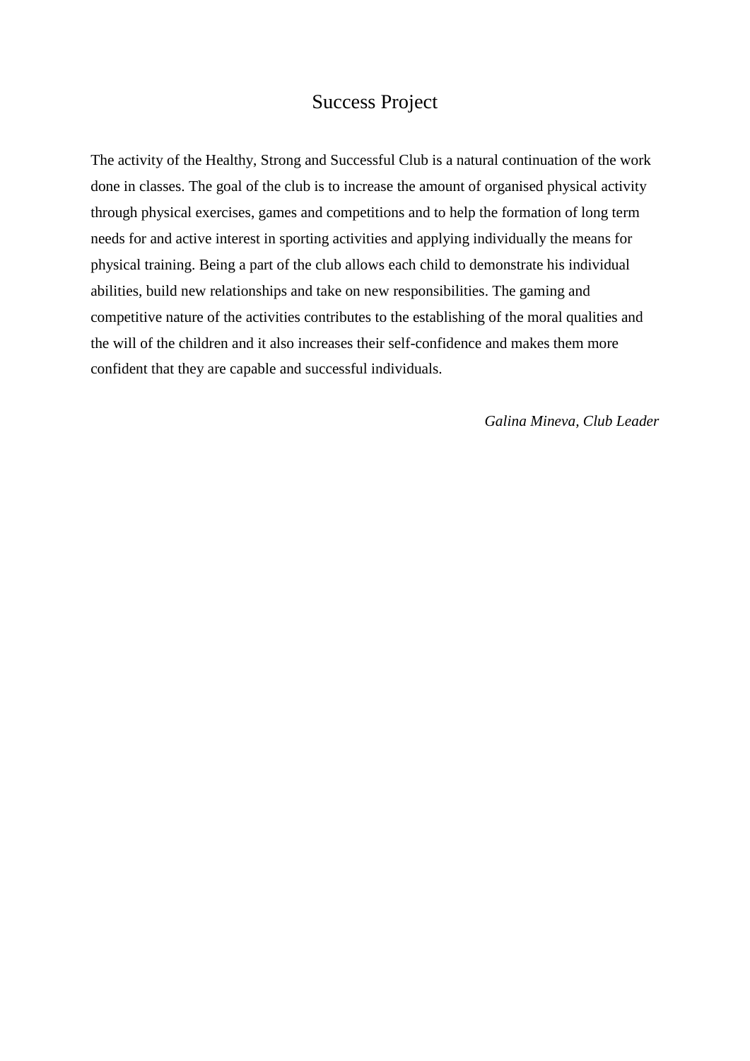# Success Project

The activity of the Healthy, Strong and Successful Club is a natural continuation of the work done in classes. The goal of the club is to increase the amount of organised physical activity through physical exercises, games and competitions and to help the formation of long term needs for and active interest in sporting activities and applying individually the means for physical training. Being a part of the club allows each child to demonstrate his individual abilities, build new relationships and take on new responsibilities. The gaming and competitive nature of the activities contributes to the establishing of the moral qualities and the will of the children and it also increases their self-confidence and makes them more confident that they are capable and successful individuals.

*Galina Mineva, Club Leader*